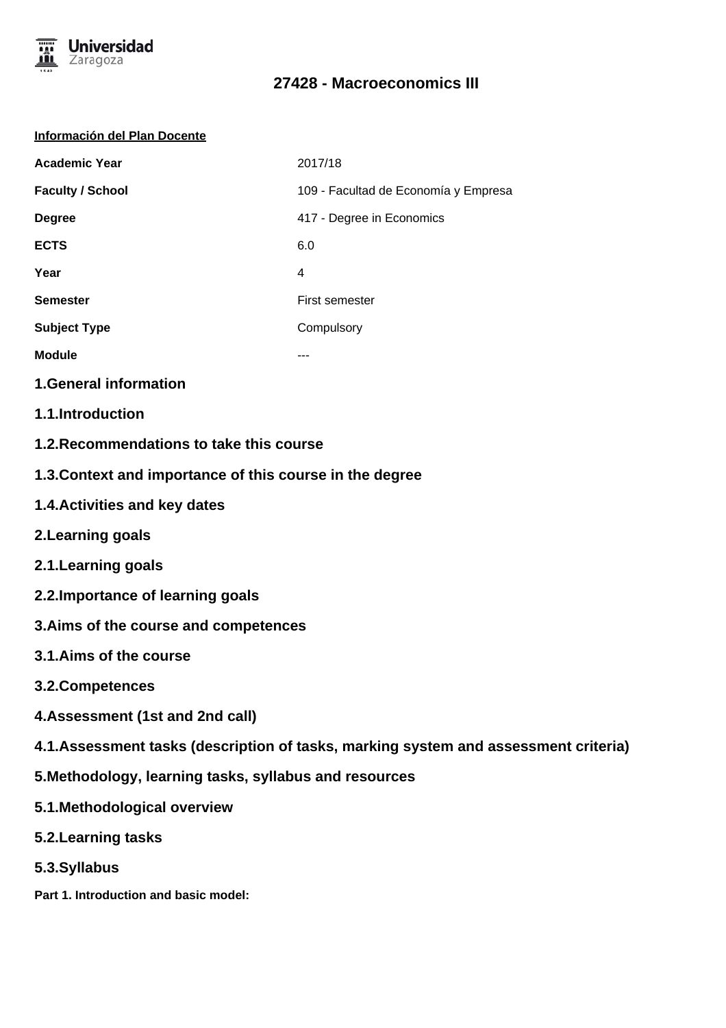# 27428 - Macroeconomics III

**Información del Plan Docente**

| | |
|---|---|
| **Academic Year** | 2017/18 |
| **Faculty / School** | 109 - Facultad de Economía y Empresa |
| **Degree** | 417 - Degree in Economics |
| **ECTS** | 6.0 |
| **Year** | 4 |
| **Semester** | First semester |
| **Subject Type** | Compulsory |
| **Module** | --- |

## 1.General information

### 1.1.Introduction

### 1.2.Recommendations to take this course

### 1.3.Context and importance of this course in the degree

### 1.4.Activities and key dates

## 2.Learning goals

### 2.1.Learning goals

### 2.2.Importance of learning goals

## 3.Aims of the course and competences

### 3.1.Aims of the course

### 3.2.Competences

## 4.Assessment (1st and 2nd call)

### 4.1.Assessment tasks (description of tasks, marking system and assessment criteria)

## 5.Methodology, learning tasks, syllabus and resources

### 5.1.Methodological overview

### 5.2.Learning tasks

### 5.3.Syllabus

**Part 1. Introduction and basic model:**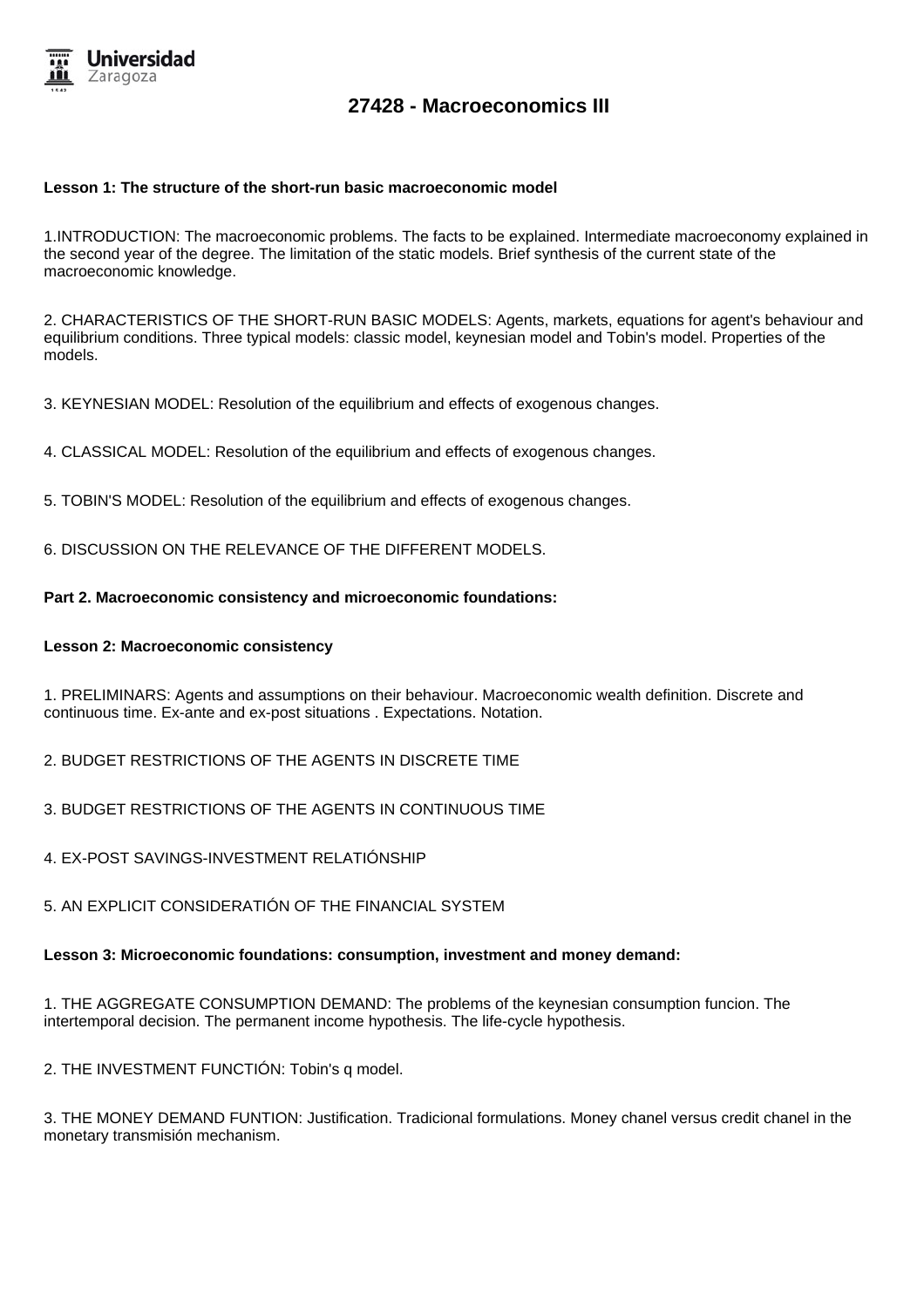# 27428 - Macroeconomics III

**Lesson 1: The structure of the short-run basic macroeconomic model**

1.INTRODUCTION: The macroeconomic problems. The facts to be explained. Intermediate macroeconomy explained in the second year of the degree. The limitation of the static models. Brief synthesis of the current state of the macroeconomic knowledge.

2. CHARACTERISTICS OF THE SHORT-RUN BASIC MODELS: Agents, markets, equations for agent's behaviour and equilibrium conditions. Three typical models: classic model, keynesian model and Tobin's model. Properties of the models.

3. KEYNESIAN MODEL: Resolution of the equilibrium and effects of exogenous changes.

4. CLASSICAL MODEL: Resolution of the equilibrium and effects of exogenous changes.

5. TOBIN'S MODEL: Resolution of the equilibrium and effects of exogenous changes.

6. DISCUSSION ON THE RELEVANCE OF THE DIFFERENT MODELS.

**Part 2. Macroeconomic consistency and microeconomic foundations:**

**Lesson 2: Macroeconomic consistency**

1. PRELIMINARS: Agents and assumptions on their behaviour. Macroeconomic wealth definition. Discrete and continuous time. Ex-ante and ex-post situations . Expectations. Notation.

2. BUDGET RESTRICTIONS OF THE AGENTS IN DISCRETE TIME

3. BUDGET RESTRICTIONS OF THE AGENTS IN CONTINUOUS TIME

4. EX-POST SAVINGS-INVESTMENT RELATIÓNSHIP

5. AN EXPLICIT CONSIDERATIÓN OF THE FINANCIAL SYSTEM

**Lesson 3: Microeconomic foundations: consumption, investment and money demand:**

1. THE AGGREGATE CONSUMPTION DEMAND: The problems of the keynesian consumption funcion. The intertemporal decision. The permanent income hypothesis. The life-cycle hypothesis.

2. THE INVESTMENT FUNCTIÓN: Tobin's q model.

3. THE MONEY DEMAND FUNTION: Justification. Tradicional formulations. Money chanel versus credit chanel in the monetary transmisión mechanism.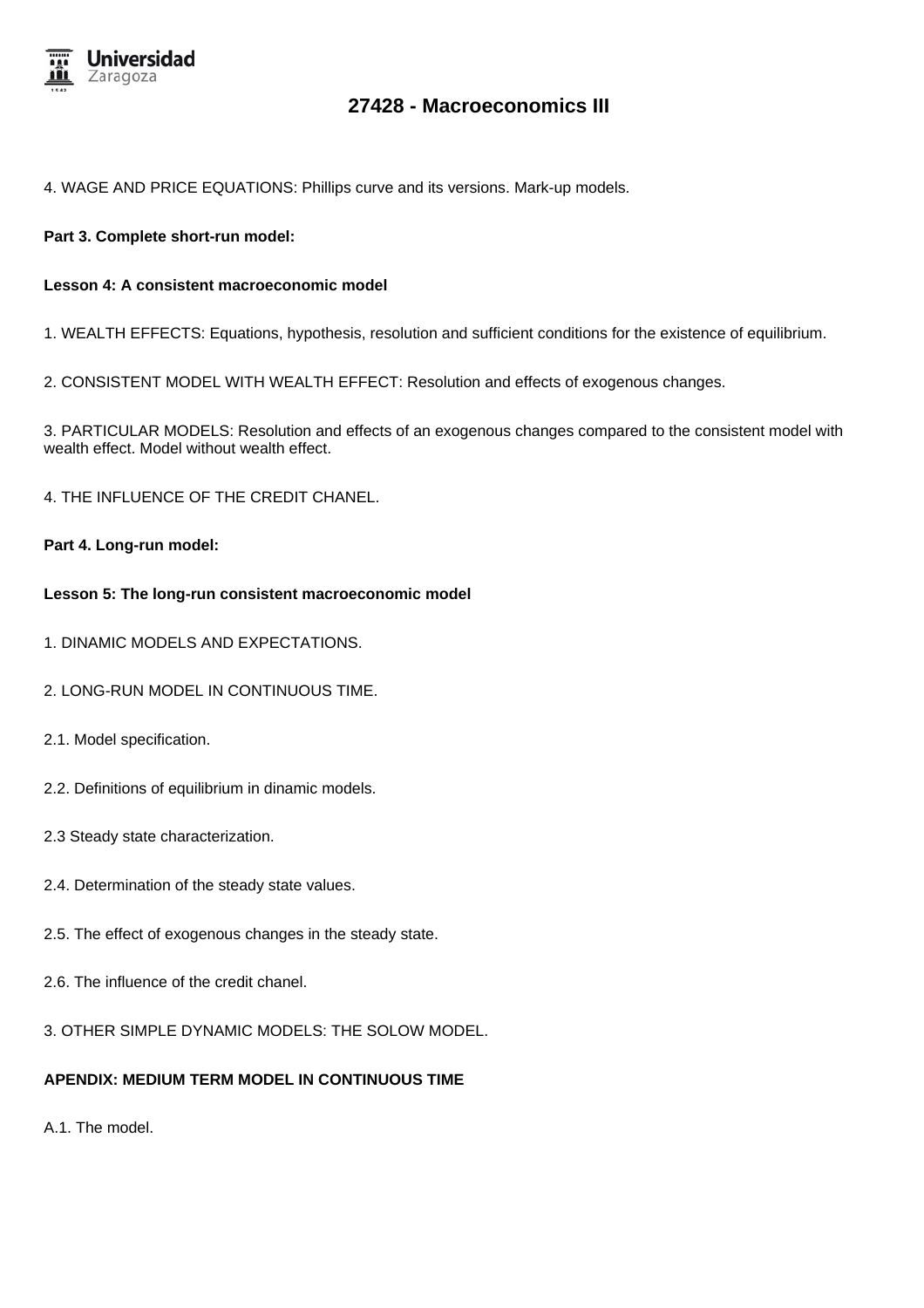4. WAGE AND PRICE EQUATIONS: Phillips curve and its versions. Mark-up models.

**Part 3. Complete short-run model:**

**Lesson 4: A consistent macroeconomic model**

1. WEALTH EFFECTS: Equations, hypothesis, resolution and sufficient conditions for the existence of equilibrium.

2. CONSISTENT MODEL WITH WEALTH EFFECT: Resolution and effects of exogenous changes.

3. PARTICULAR MODELS: Resolution and effects of an exogenous changes compared to the consistent model with wealth effect. Model without wealth effect.

4. THE INFLUENCE OF THE CREDIT CHANEL.

**Part 4. Long-run model:**

**Lesson 5: The long-run consistent macroeconomic model**

1. DINAMIC MODELS AND EXPECTATIONS.

2. LONG-RUN MODEL IN CONTINUOUS TIME.

2.1. Model specification.

2.2. Definitions of equilibrium in dinamic models.

2.3 Steady state characterization.

2.4. Determination of the steady state values.

2.5. The effect of exogenous changes in the steady state.

2.6. The influence of the credit chanel.

3. OTHER SIMPLE DYNAMIC MODELS: THE SOLOW MODEL.

**APENDIX: MEDIUM TERM MODEL IN CONTINUOUS TIME**

A.1. The model.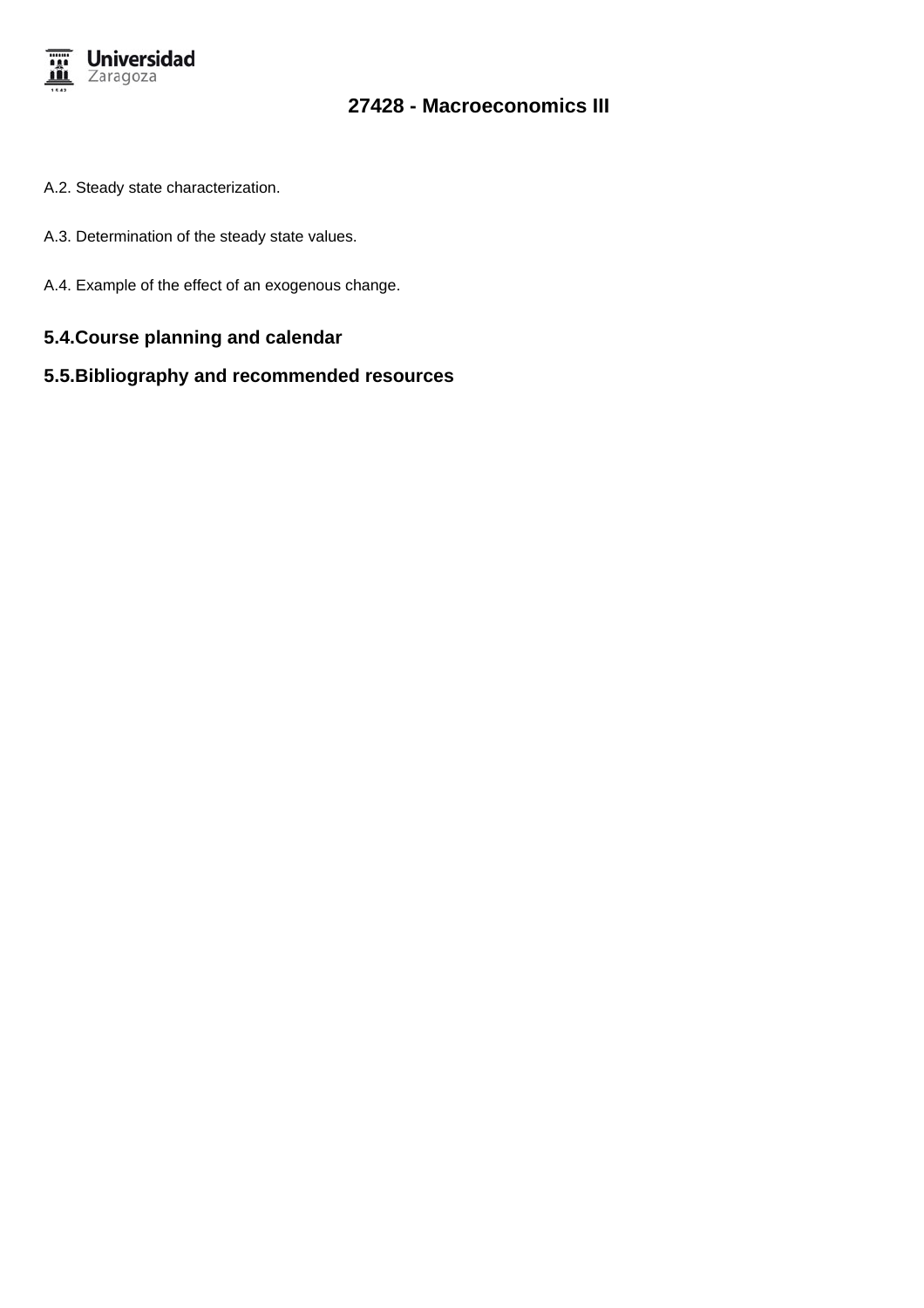A.2. Steady state characterization.

A.3. Determination of the steady state values.

A.4. Example of the effect of an exogenous change.

## 5.4.Course planning and calendar

## 5.5.Bibliography and recommended resources